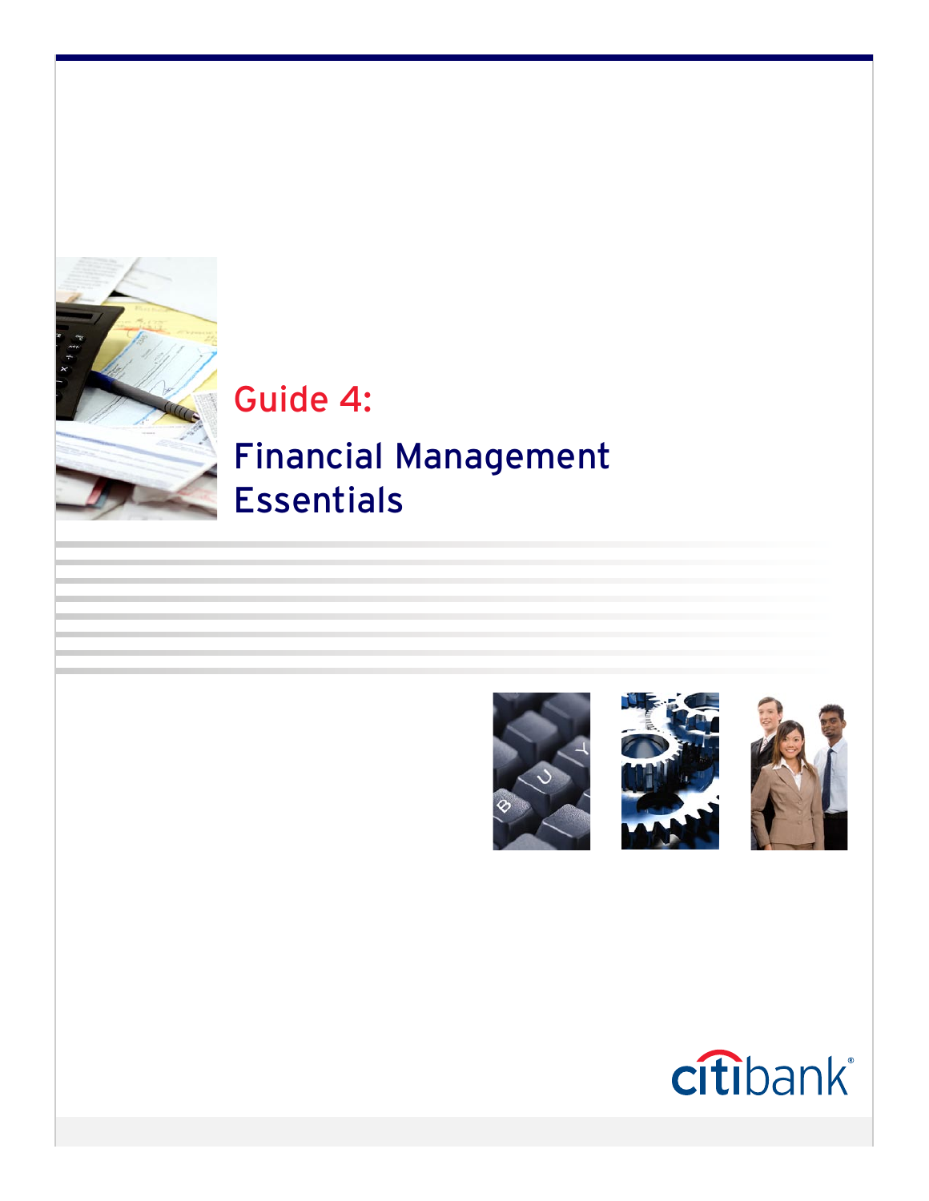# Guide 4:

# Financial Management Essentials

citibank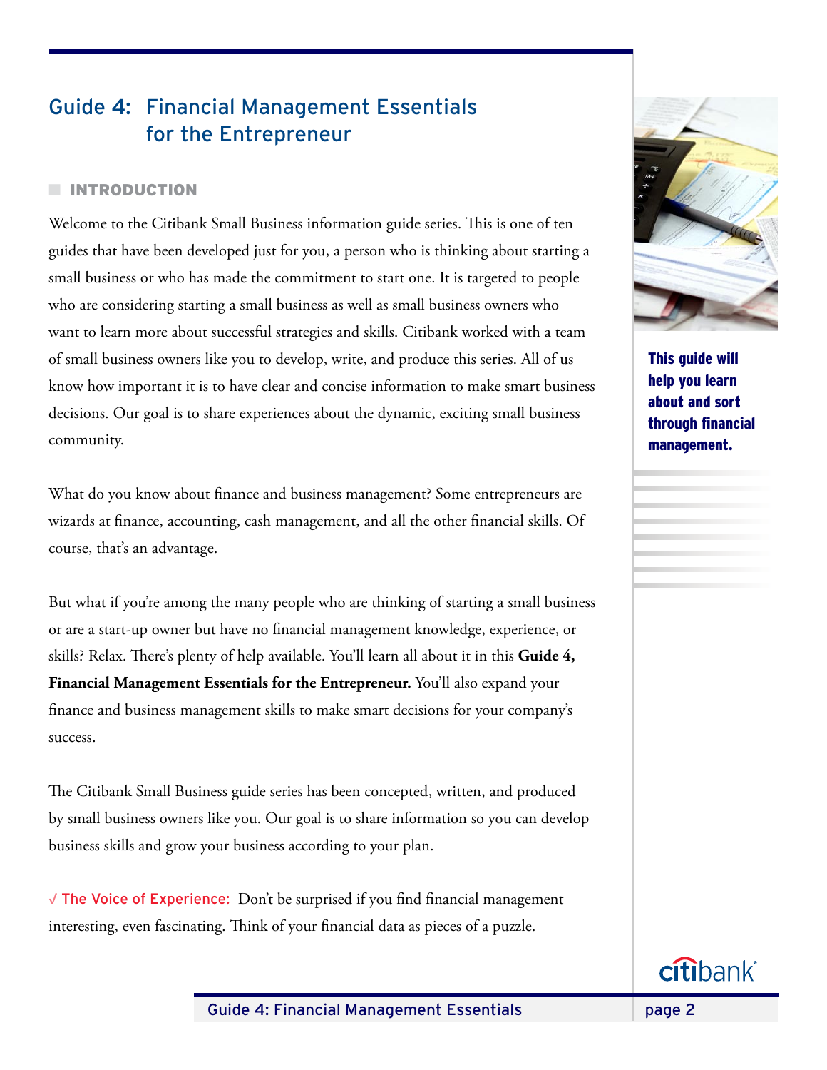# Guide 4: Financial Management Essentials for the Entrepreneur

## INTRODUCTION

Welcome to the Citibank Small Business information guide series. This is one of ten guides that have been developed just for you, a person who is thinking about starting a small business or who has made the commitment to start one. It is targeted to people who are considering starting a small business as well as small business owners who want to learn more about successful strategies and skills. Citibank worked with a team of small business owners like you to develop, write, and produce this series. All of us know how important it is to have clear and concise information to make smart business decisions. Our goal is to share experiences about the dynamic, exciting small business community.

**This guide will help you learn about and sort through financial management.**

What do you know about finance and business management? Some entrepreneurs are wizards at finance, accounting, cash management, and all the other financial skills. Of course, that's an advantage.

But what if you're among the many people who are thinking of starting a small business or are a start-up owner but have no financial management knowledge, experience, or skills? Relax. There's plenty of help available. You'll learn all about it in this **Guide 4, Financial Management Essentials for the Entrepreneur.** You'll also expand your finance and business management skills to make smart decisions for your company's success.

The Citibank Small Business guide series has been concepted, written, and produced by small business owners like you. Our goal is to share information so you can develop business skills and grow your business according to your plan.

√ The Voice of Experience: Don't be surprised if you find financial management interesting, even fascinating. Think of your financial data as pieces of a puzzle.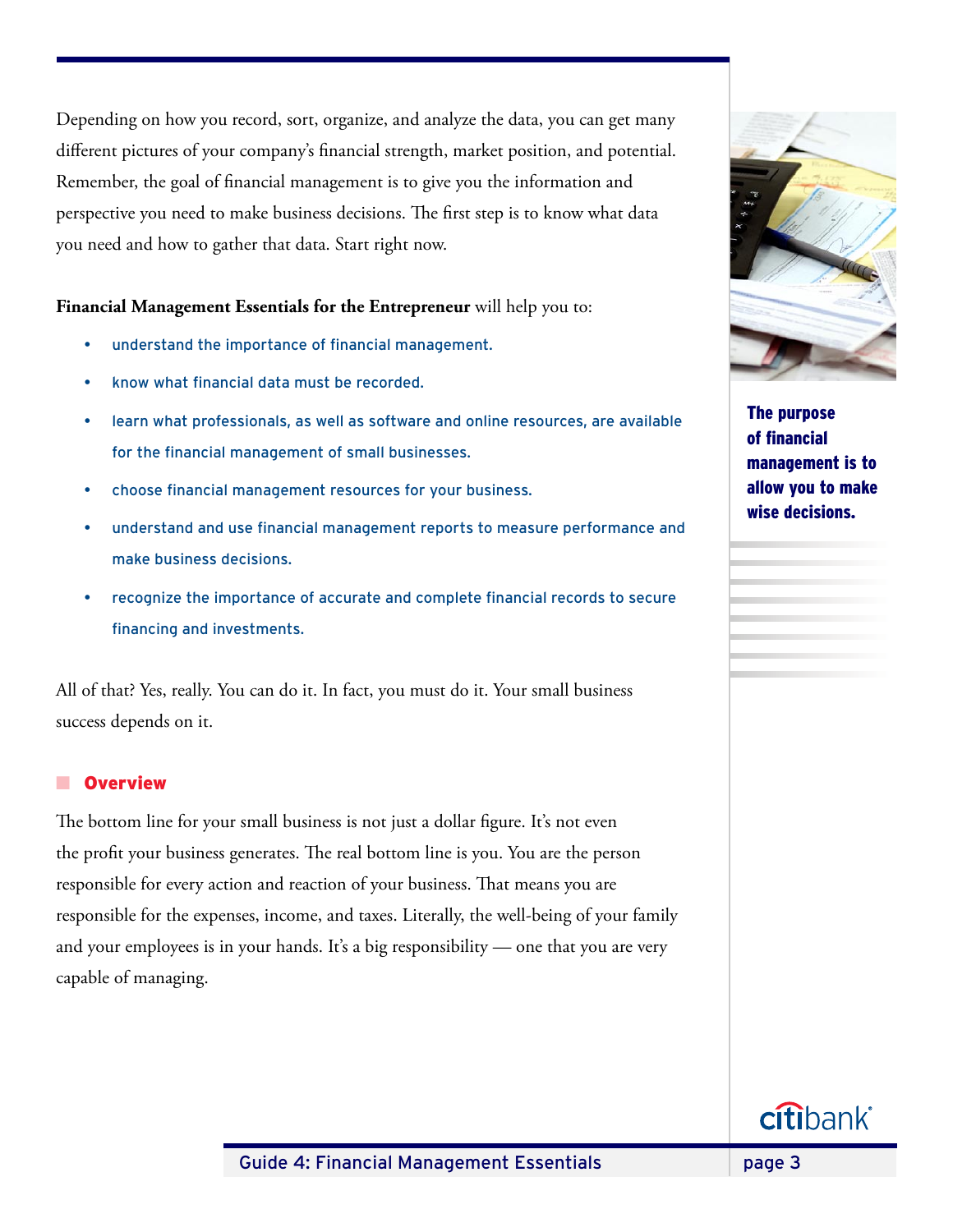Depending on how you record, sort, organize, and analyze the data, you can get many different pictures of your company's financial strength, market position, and potential. Remember, the goal of financial management is to give you the information and perspective you need to make business decisions. The first step is to know what data you need and how to gather that data. Start right now.

**Financial Management Essentials for the Entrepreneur** will help you to:

- understand the importance of financial management.
- know what financial data must be recorded.
- learn what professionals, as well as software and online resources, are available for the financial management of small businesses.
- choose financial management resources for your business.
- understand and use financial management reports to measure performance and make business decisions.
- recognize the importance of accurate and complete financial records to secure financing and investments.

All of that? Yes, really. You can do it. In fact, you must do it. Your small business success depends on it.

**The purpose of financial management is to allow you to make wise decisions.**

## Overview

The bottom line for your small business is not just a dollar figure. It's not even the profit your business generates. The real bottom line is you. You are the person responsible for every action and reaction of your business. That means you are responsible for the expenses, income, and taxes. Literally, the well-being of your family and your employees is in your hands. It's a big responsibility — one that you are very capable of managing.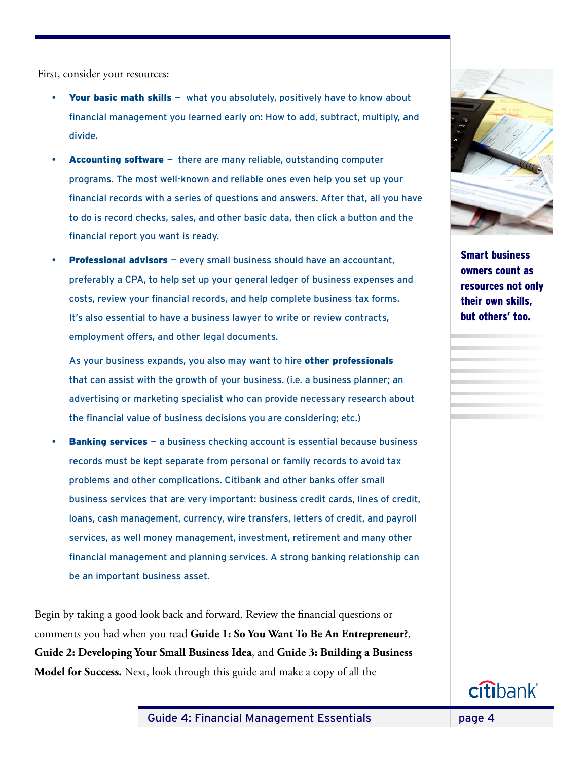First, consider your resources:

- **Your basic math skills** – what you absolutely, positively have to know about financial management you learned early on: How to add, subtract, multiply, and divide.
- **Accounting software** – there are many reliable, outstanding computer programs. The most well-known and reliable ones even help you set up your financial records with a series of questions and answers. After that, all you have to do is record checks, sales, and other basic data, then click a button and the financial report you want is ready.
- **Professional advisors** – every small business should have an accountant, preferably a CPA, to help set up your general ledger of business expenses and costs, review your financial records, and help complete business tax forms. It's also essential to have a business lawyer to write or review contracts, employment offers, and other legal documents.

  As your business expands, you also may want to hire **other professionals** that can assist with the growth of your business. (i.e. a business planner; an advertising or marketing specialist who can provide necessary research about the financial value of business decisions you are considering; etc.)
- **Banking services** – a business checking account is essential because business records must be kept separate from personal or family records to avoid tax problems and other complications. Citibank and other banks offer small business services that are very important: business credit cards, lines of credit, loans, cash management, currency, wire transfers, letters of credit, and payroll services, as well money management, investment, retirement and many other financial management and planning services. A strong banking relationship can be an important business asset.

**Smart business owners count as resources not only their own skills, but others' too.**

Begin by taking a good look back and forward. Review the financial questions or comments you had when you read **Guide 1: So You Want To Be An Entrepreneur?**, **Guide 2: Developing Your Small Business Idea**, and **Guide 3: Building a Business Model for Success.** Next, look through this guide and make a copy of all the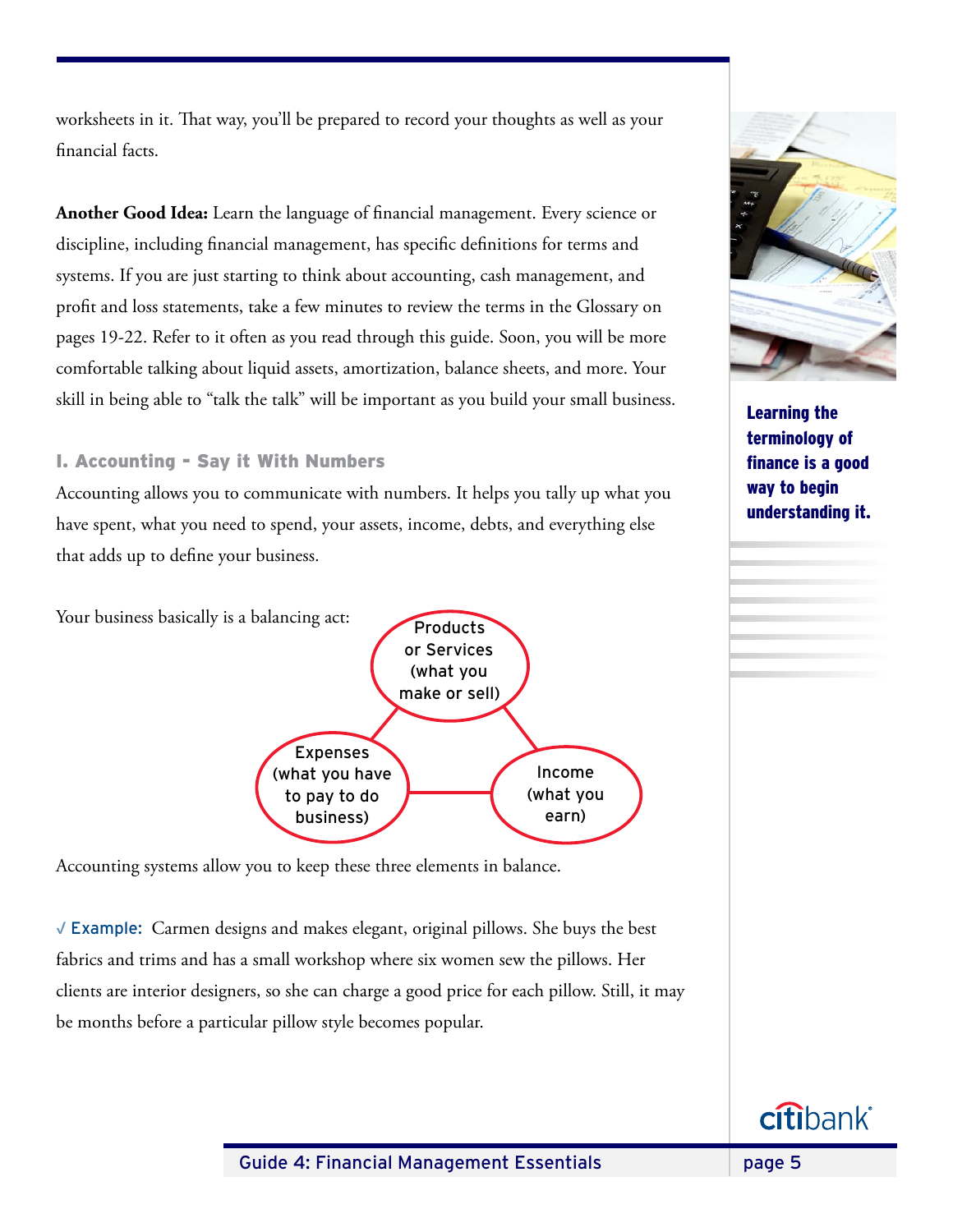worksheets in it. That way, you'll be prepared to record your thoughts as well as your financial facts.

**Another Good Idea:** Learn the language of financial management. Every science or discipline, including financial management, has specific definitions for terms and systems. If you are just starting to think about accounting, cash management, and profit and loss statements, take a few minutes to review the terms in the Glossary on pages 19-22. Refer to it often as you read through this guide. Soon, you will be more comfortable talking about liquid assets, amortization, balance sheets, and more. Your skill in being able to "talk the talk" will be important as you build your small business.

**Learning the terminology of finance is a good way to begin understanding it.**

## I. Accounting – Say it With Numbers

Accounting allows you to communicate with numbers. It helps you tally up what you have spent, what you need to spend, your assets, income, debts, and everything else that adds up to define your business.

Your business basically is a balancing act:

Products or Services (what you make or sell)

Expenses (what you have to pay to do business)

Income (what you earn)

Accounting systems allow you to keep these three elements in balance.

√ **Example:** Carmen designs and makes elegant, original pillows. She buys the best fabrics and trims and has a small workshop where six women sew the pillows. Her clients are interior designers, so she can charge a good price for each pillow. Still, it may be months before a particular pillow style becomes popular.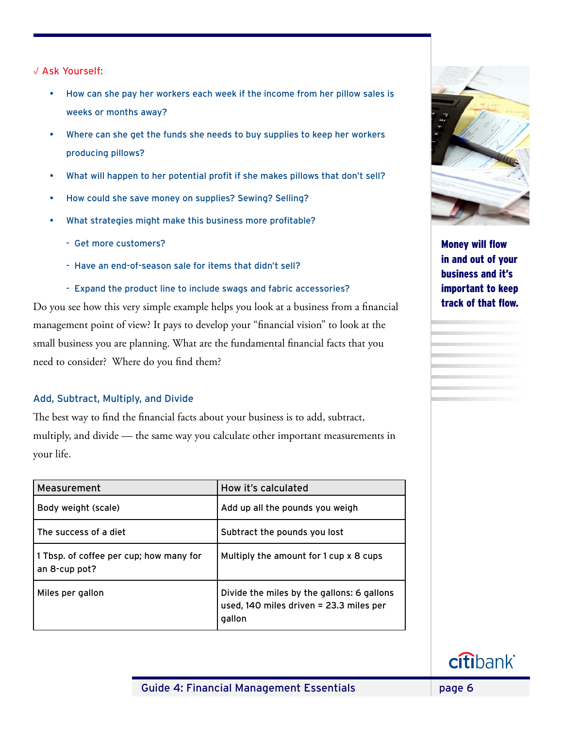√ Ask Yourself:

- How can she pay her workers each week if the income from her pillow sales is weeks or months away?
- Where can she get the funds she needs to buy supplies to keep her workers producing pillows?
- What will happen to her potential profit if she makes pillows that don't sell?
- How could she save money on supplies? Sewing? Selling?
- What strategies might make this business more profitable?
  - Get more customers?
  - Have an end-of-season sale for items that didn't sell?
  - Expand the product line to include swags and fabric accessories?

Do you see how this very simple example helps you look at a business from a financial management point of view? It pays to develop your "financial vision" to look at the small business you are planning. What are the fundamental financial facts that you need to consider? Where do you find them?

**Money will flow in and out of your business and it's important to keep track of that flow.**

### Add, Subtract, Multiply, and Divide

The best way to find the financial facts about your business is to add, subtract, multiply, and divide — the same way you calculate other important measurements in your life.

| Measurement | How it's calculated |
|---|---|
| Body weight (scale) | Add up all the pounds you weigh |
| The success of a diet | Subtract the pounds you lost |
| 1 Tbsp. of coffee per cup; how many for an 8-cup pot? | Multiply the amount for 1 cup x 8 cups |
| Miles per gallon | Divide the miles by the gallons: 6 gallons used, 140 miles driven = 23.3 miles per gallon |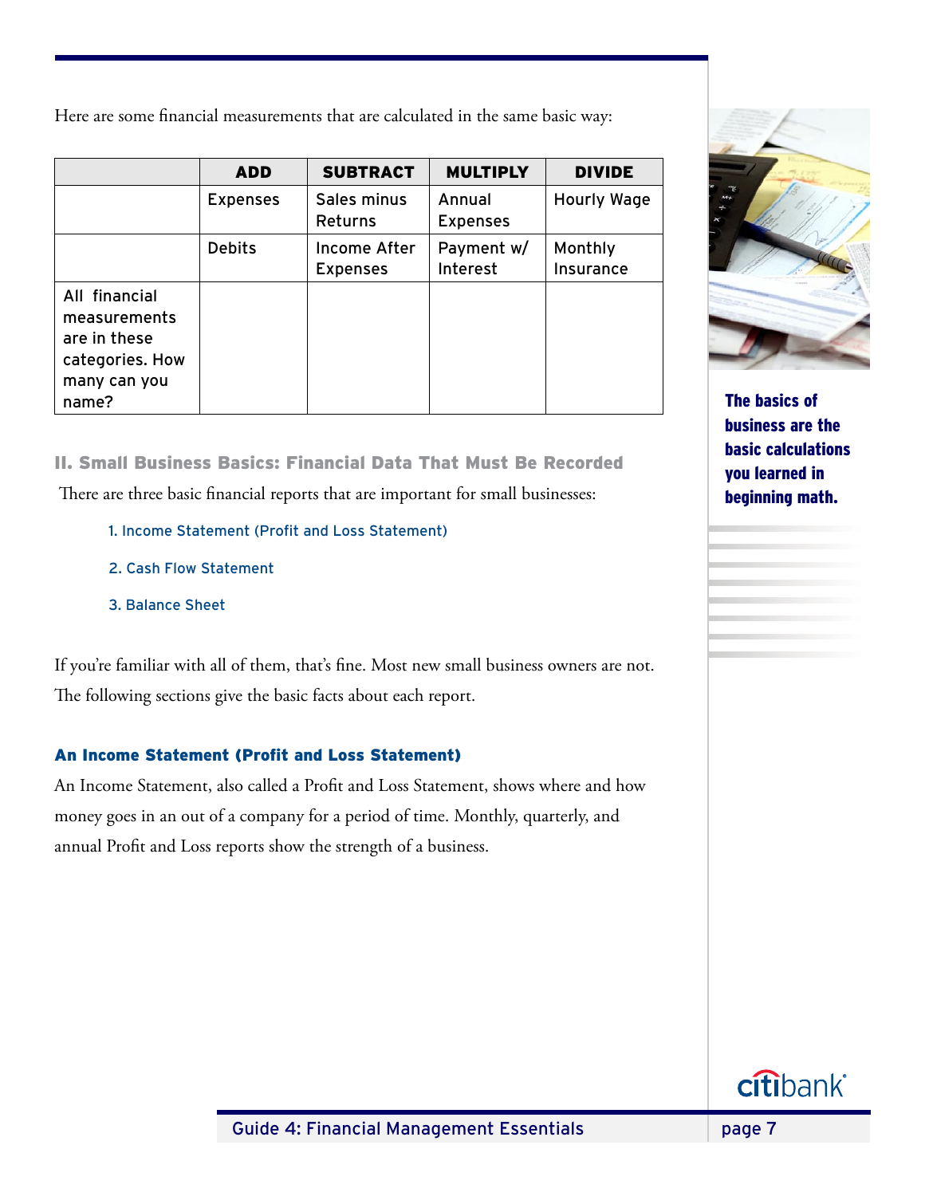Here are some financial measurements that are calculated in the same basic way:

| | ADD | SUBTRACT | MULTIPLY | DIVIDE |
|---|---|---|---|---|
| | Expenses | Sales minus Returns | Annual Expenses | Hourly Wage |
| | Debits | Income After Expenses | Payment w/ Interest | Monthly Insurance |
| All financial measurements are in these categories. How many can you name? | | | | |

The basics of business are the basic calculations you learned in beginning math.

## II. Small Business Basics: Financial Data That Must Be Recorded

There are three basic financial reports that are important for small businesses:

1. Income Statement (Profit and Loss Statement)
2. Cash Flow Statement
3. Balance Sheet

If you're familiar with all of them, that's fine. Most new small business owners are not. The following sections give the basic facts about each report.

### An Income Statement (Profit and Loss Statement)

An Income Statement, also called a Profit and Loss Statement, shows where and how money goes in an out of a company for a period of time. Monthly, quarterly, and annual Profit and Loss reports show the strength of a business.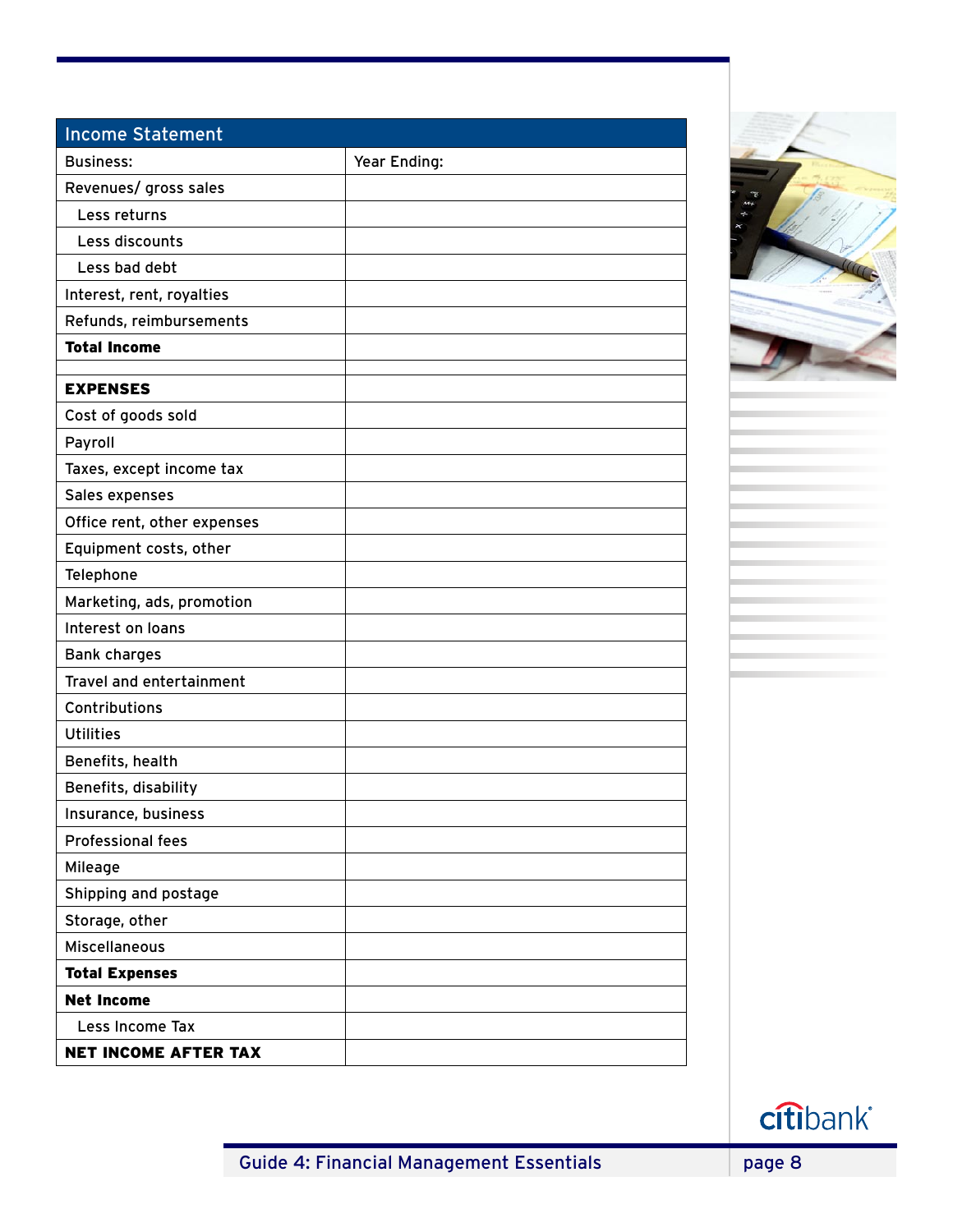| Income Statement | |
|---|---|
| Business: | Year Ending: |
| Revenues/ gross sales | |
| Less returns | |
| Less discounts | |
| Less bad debt | |
| Interest, rent, royalties | |
| Refunds, reimbursements | |
| **Total Income** | |
| | |
| **EXPENSES** | |
| Cost of goods sold | |
| Payroll | |
| Taxes, except income tax | |
| Sales expenses | |
| Office rent, other expenses | |
| Equipment costs, other | |
| Telephone | |
| Marketing, ads, promotion | |
| Interest on loans | |
| Bank charges | |
| Travel and entertainment | |
| Contributions | |
| Utilities | |
| Benefits, health | |
| Benefits, disability | |
| Insurance, business | |
| Professional fees | |
| Mileage | |
| Shipping and postage | |
| Storage, other | |
| Miscellaneous | |
| **Total Expenses** | |
| **Net Income** | |
| Less Income Tax | |
| **NET INCOME AFTER TAX** | |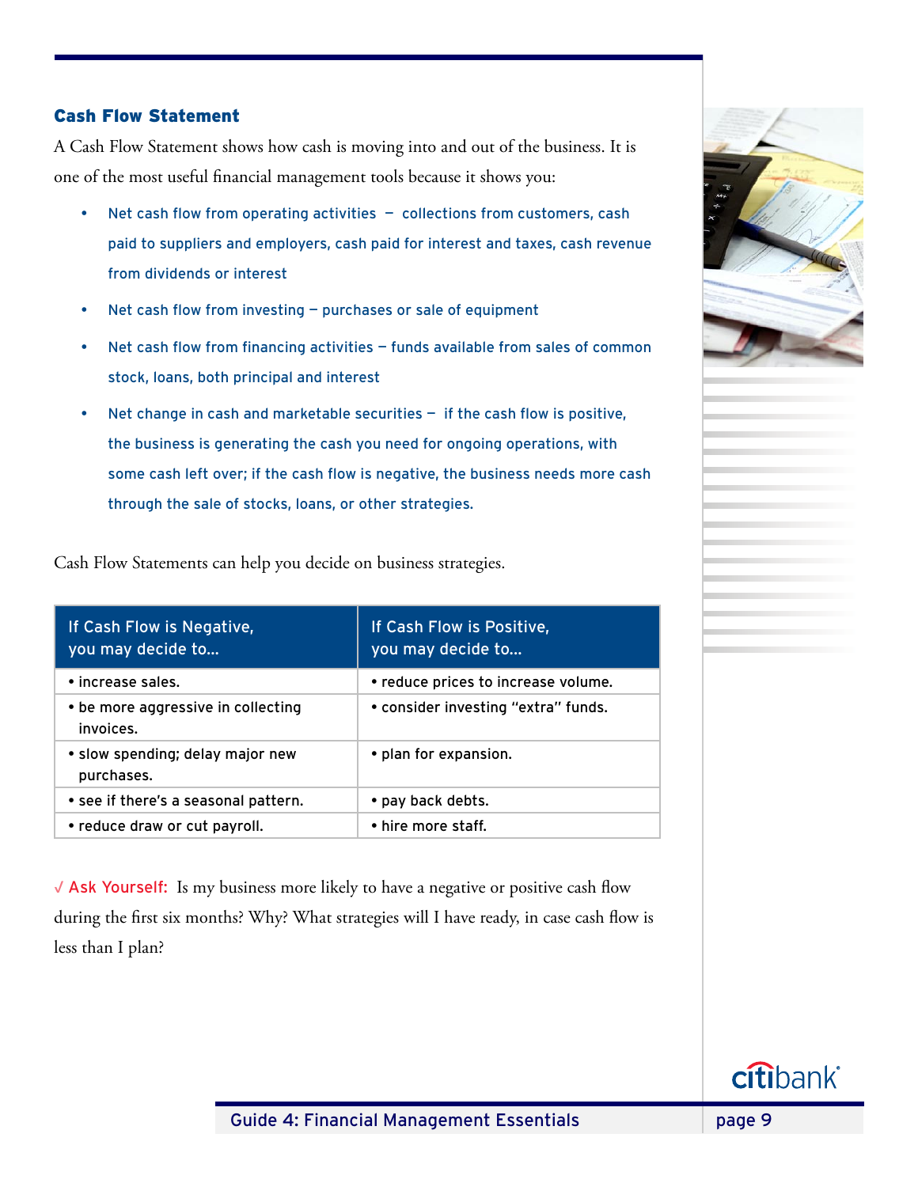## Cash Flow Statement

A Cash Flow Statement shows how cash is moving into and out of the business. It is one of the most useful financial management tools because it shows you:

- Net cash flow from operating activities – collections from customers, cash paid to suppliers and employers, cash paid for interest and taxes, cash revenue from dividends or interest
- Net cash flow from investing – purchases or sale of equipment
- Net cash flow from financing activities – funds available from sales of common stock, loans, both principal and interest
- Net change in cash and marketable securities – if the cash flow is positive, the business is generating the cash you need for ongoing operations, with some cash left over; if the cash flow is negative, the business needs more cash through the sale of stocks, loans, or other strategies.

Cash Flow Statements can help you decide on business strategies.

| If Cash Flow is Negative, you may decide to... | If Cash Flow is Positive, you may decide to... |
|---|---|
| • increase sales. | • reduce prices to increase volume. |
| • be more aggressive in collecting invoices. | • consider investing "extra" funds. |
| • slow spending; delay major new purchases. | • plan for expansion. |
| • see if there's a seasonal pattern. | • pay back debts. |
| • reduce draw or cut payroll. | • hire more staff. |

√ Ask Yourself: Is my business more likely to have a negative or positive cash flow during the first six months? Why? What strategies will I have ready, in case cash flow is less than I plan?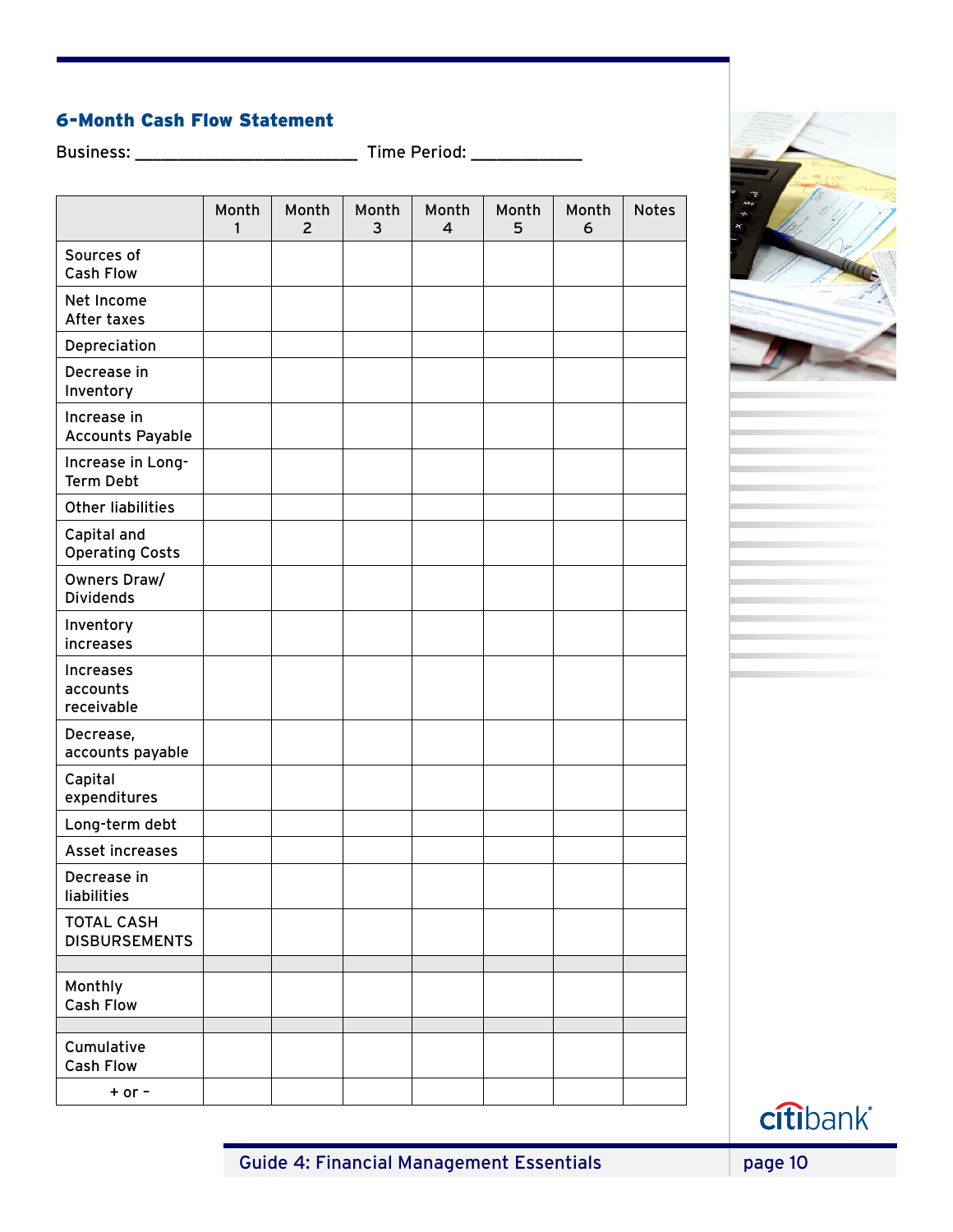### 6-Month Cash Flow Statement

Business: ________________________ Time Period: ____________

| | Month 1 | Month 2 | Month 3 | Month 4 | Month 5 | Month 6 | Notes |
|---|---|---|---|---|---|---|---|
| Sources of Cash Flow | | | | | | | |
| Net Income After taxes | | | | | | | |
| Depreciation | | | | | | | |
| Decrease in Inventory | | | | | | | |
| Increase in Accounts Payable | | | | | | | |
| Increase in Long-Term Debt | | | | | | | |
| Other liabilities | | | | | | | |
| Capital and Operating Costs | | | | | | | |
| Owners Draw/ Dividends | | | | | | | |
| Inventory increases | | | | | | | |
| Increases accounts receivable | | | | | | | |
| Decrease, accounts payable | | | | | | | |
| Capital expenditures | | | | | | | |
| Long-term debt | | | | | | | |
| Asset increases | | | | | | | |
| Decrease in liabilities | | | | | | | |
| TOTAL CASH DISBURSEMENTS | | | | | | | |
| | | | | | | | |
| Monthly Cash Flow | | | | | | | |
| | | | | | | | |
| Cumulative Cash Flow | | | | | | | |
| + or – | | | | | | | |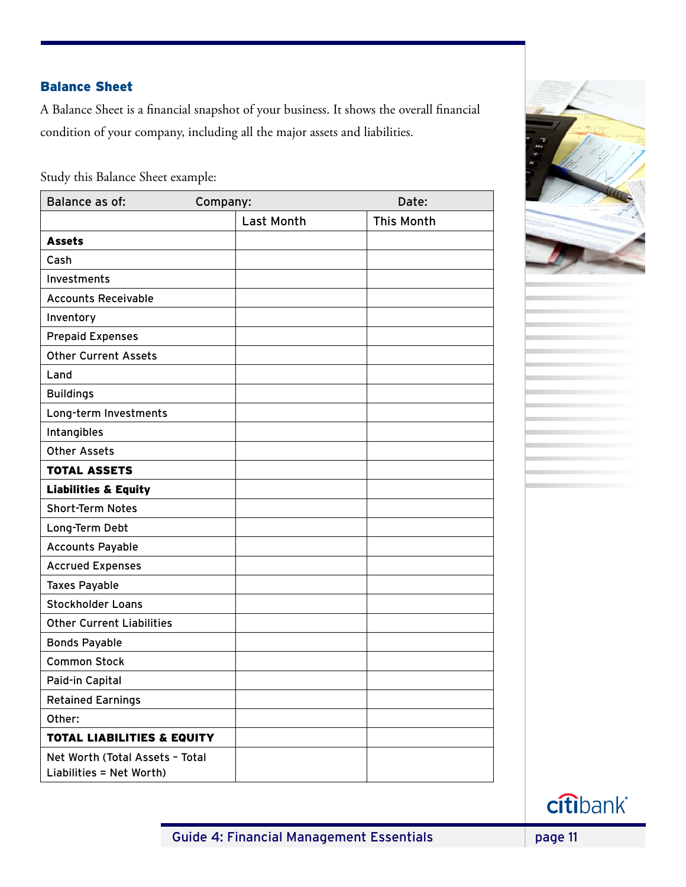### Balance Sheet

A Balance Sheet is a financial snapshot of your business. It shows the overall financial condition of your company, including all the major assets and liabilities.

Study this Balance Sheet example:

| Balance as of: Company: | | Date: |
|---|---|---|
| | Last Month | This Month |
| **Assets** | | |
| Cash | | |
| Investments | | |
| Accounts Receivable | | |
| Inventory | | |
| Prepaid Expenses | | |
| Other Current Assets | | |
| Land | | |
| Buildings | | |
| Long-term Investments | | |
| Intangibles | | |
| Other Assets | | |
| **TOTAL ASSETS** | | |
| **Liabilities & Equity** | | |
| Short-Term Notes | | |
| Long-Term Debt | | |
| Accounts Payable | | |
| Accrued Expenses | | |
| Taxes Payable | | |
| Stockholder Loans | | |
| Other Current Liabilities | | |
| Bonds Payable | | |
| Common Stock | | |
| Paid-in Capital | | |
| Retained Earnings | | |
| Other: | | |
| **TOTAL LIABILITIES & EQUITY** | | |
| Net Worth (Total Assets – Total Liabilities = Net Worth) | | |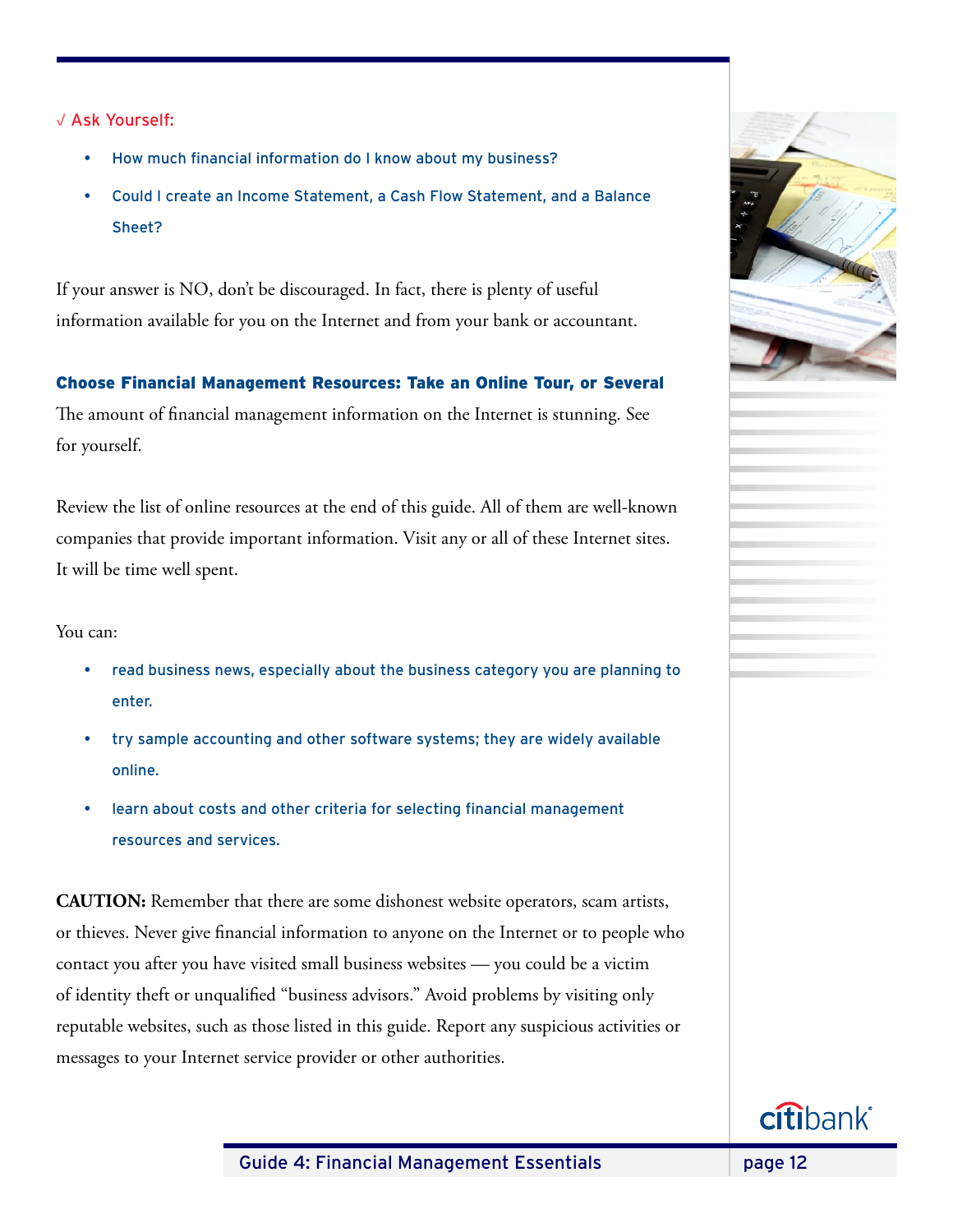√ Ask Yourself:

- How much financial information do I know about my business?
- Could I create an Income Statement, a Cash Flow Statement, and a Balance Sheet?

If your answer is NO, don't be discouraged. In fact, there is plenty of useful information available for you on the Internet and from your bank or accountant.

### Choose Financial Management Resources: Take an Online Tour, or Several

The amount of financial management information on the Internet is stunning. See for yourself.

Review the list of online resources at the end of this guide. All of them are well-known companies that provide important information. Visit any or all of these Internet sites. It will be time well spent.

You can:

- read business news, especially about the business category you are planning to enter.
- try sample accounting and other software systems; they are widely available online.
- learn about costs and other criteria for selecting financial management resources and services.

**CAUTION:** Remember that there are some dishonest website operators, scam artists, or thieves. Never give financial information to anyone on the Internet or to people who contact you after you have visited small business websites — you could be a victim of identity theft or unqualified "business advisors." Avoid problems by visiting only reputable websites, such as those listed in this guide. Report any suspicious activities or messages to your Internet service provider or other authorities.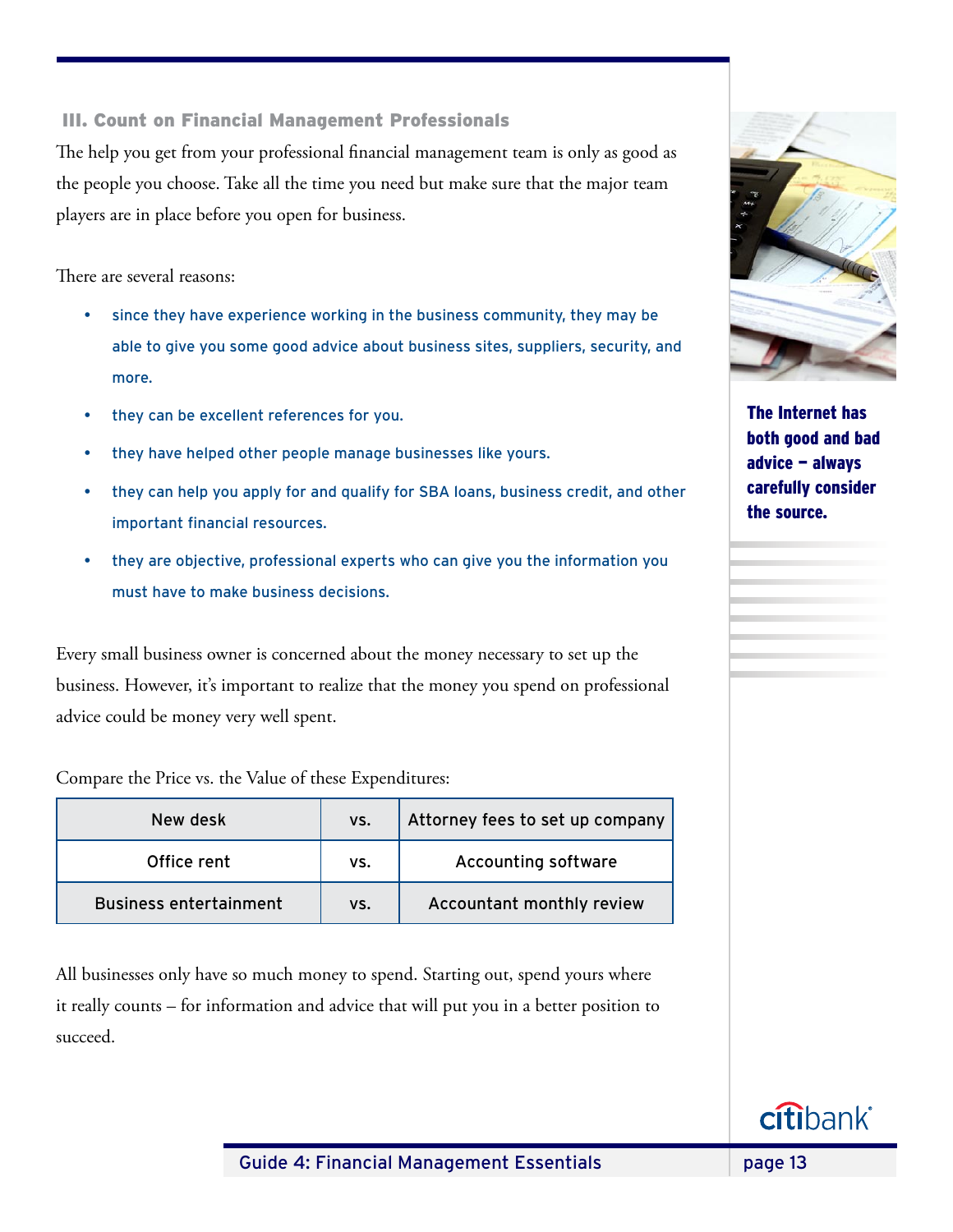### III. Count on Financial Management Professionals

The help you get from your professional financial management team is only as good as the people you choose. Take all the time you need but make sure that the major team players are in place before you open for business.

There are several reasons:

- since they have experience working in the business community, they may be able to give you some good advice about business sites, suppliers, security, and more.
- they can be excellent references for you.
- they have helped other people manage businesses like yours.
- they can help you apply for and qualify for SBA loans, business credit, and other important financial resources.
- they are objective, professional experts who can give you the information you must have to make business decisions.

Every small business owner is concerned about the money necessary to set up the business. However, it's important to realize that the money you spend on professional advice could be money very well spent.

Compare the Price vs. the Value of these Expenditures:

| | | |
|---|---|---|
| New desk | vs. | Attorney fees to set up company |
| Office rent | vs. | Accounting software |
| Business entertainment | vs. | Accountant monthly review |

All businesses only have so much money to spend. Starting out, spend yours where it really counts – for information and advice that will put you in a better position to succeed.

**The Internet has both good and bad advice – always carefully consider the source.**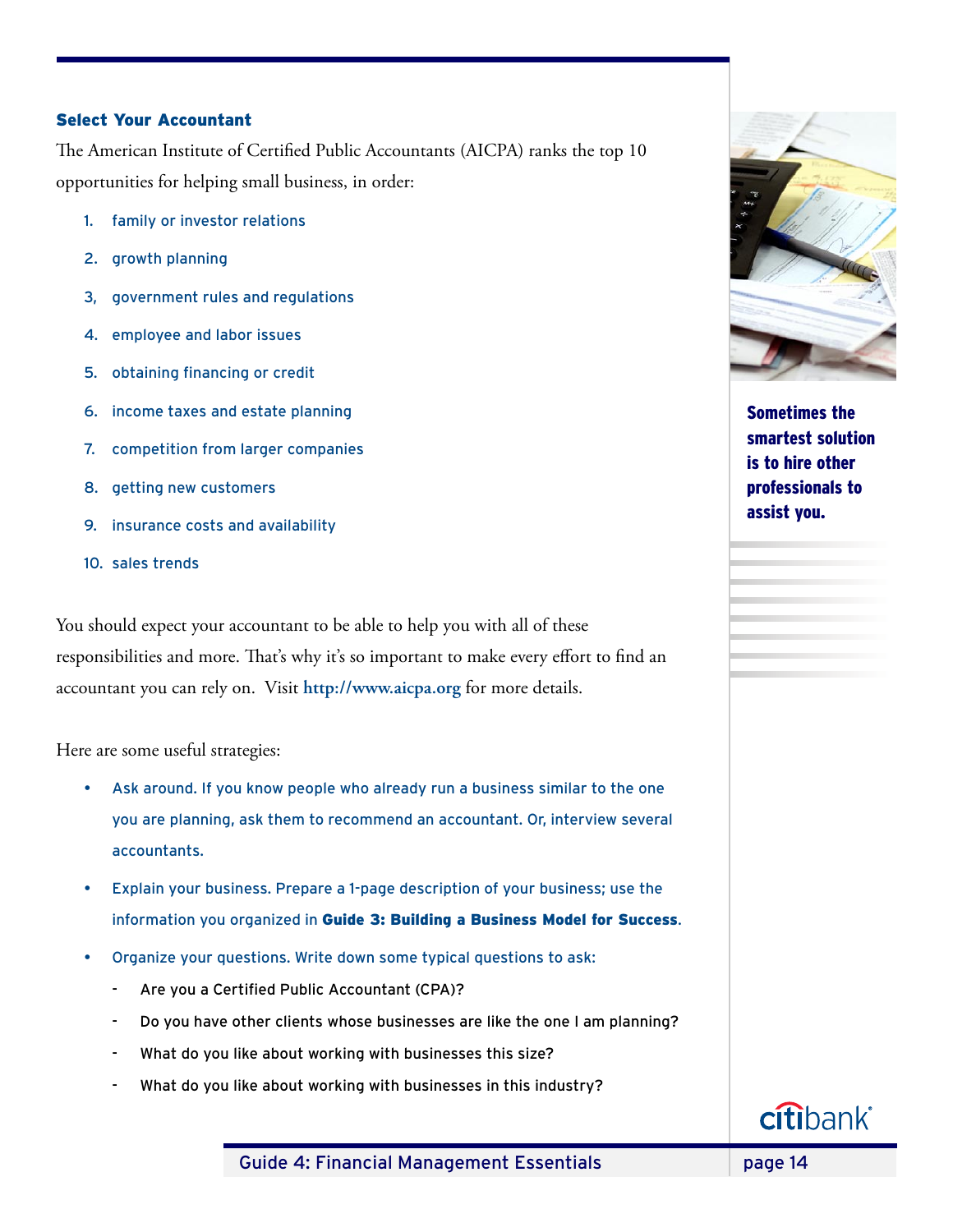### Select Your Accountant

The American Institute of Certified Public Accountants (AICPA) ranks the top 10 opportunities for helping small business, in order:

1. family or investor relations
2. growth planning
3. government rules and regulations
4. employee and labor issues
5. obtaining financing or credit
6. income taxes and estate planning
7. competition from larger companies
8. getting new customers
9. insurance costs and availability
10. sales trends

You should expect your accountant to be able to help you with all of these responsibilities and more. That's why it's so important to make every effort to find an accountant you can rely on. Visit **http://www.aicpa.org** for more details.

Here are some useful strategies:

- Ask around. If you know people who already run a business similar to the one you are planning, ask them to recommend an accountant. Or, interview several accountants.
- Explain your business. Prepare a 1-page description of your business; use the information you organized in **Guide 3: Building a Business Model for Success**.
- Organize your questions. Write down some typical questions to ask:
  - Are you a Certified Public Accountant (CPA)?
  - Do you have other clients whose businesses are like the one I am planning?
  - What do you like about working with businesses this size?
  - What do you like about working with businesses in this industry?

**Sometimes the smartest solution is to hire other professionals to assist you.**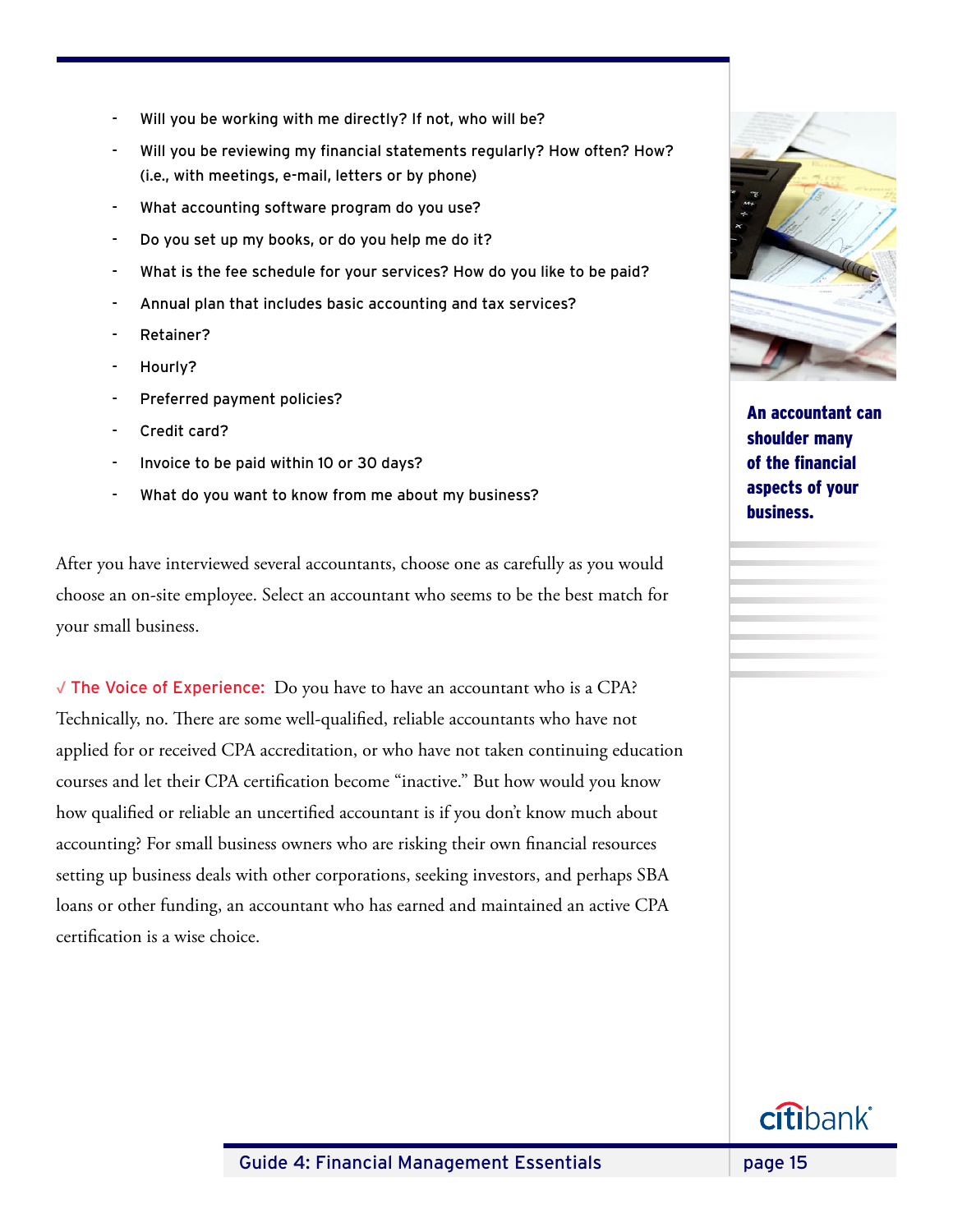- Will you be working with me directly? If not, who will be?
- Will you be reviewing my financial statements regularly? How often? How? (i.e., with meetings, e-mail, letters or by phone)
- What accounting software program do you use?
- Do you set up my books, or do you help me do it?
- What is the fee schedule for your services? How do you like to be paid?
- Annual plan that includes basic accounting and tax services?
- Retainer?
- Hourly?
- Preferred payment policies?
- Credit card?
- Invoice to be paid within 10 or 30 days?
- What do you want to know from me about my business?

After you have interviewed several accountants, choose one as carefully as you would choose an on-site employee. Select an accountant who seems to be the best match for your small business.

√ The Voice of Experience: Do you have to have an accountant who is a CPA? Technically, no. There are some well-qualified, reliable accountants who have not applied for or received CPA accreditation, or who have not taken continuing education courses and let their CPA certification become "inactive." But how would you know how qualified or reliable an uncertified accountant is if you don't know much about accounting? For small business owners who are risking their own financial resources setting up business deals with other corporations, seeking investors, and perhaps SBA loans or other funding, an accountant who has earned and maintained an active CPA certification is a wise choice.

**An accountant can shoulder many of the financial aspects of your business.**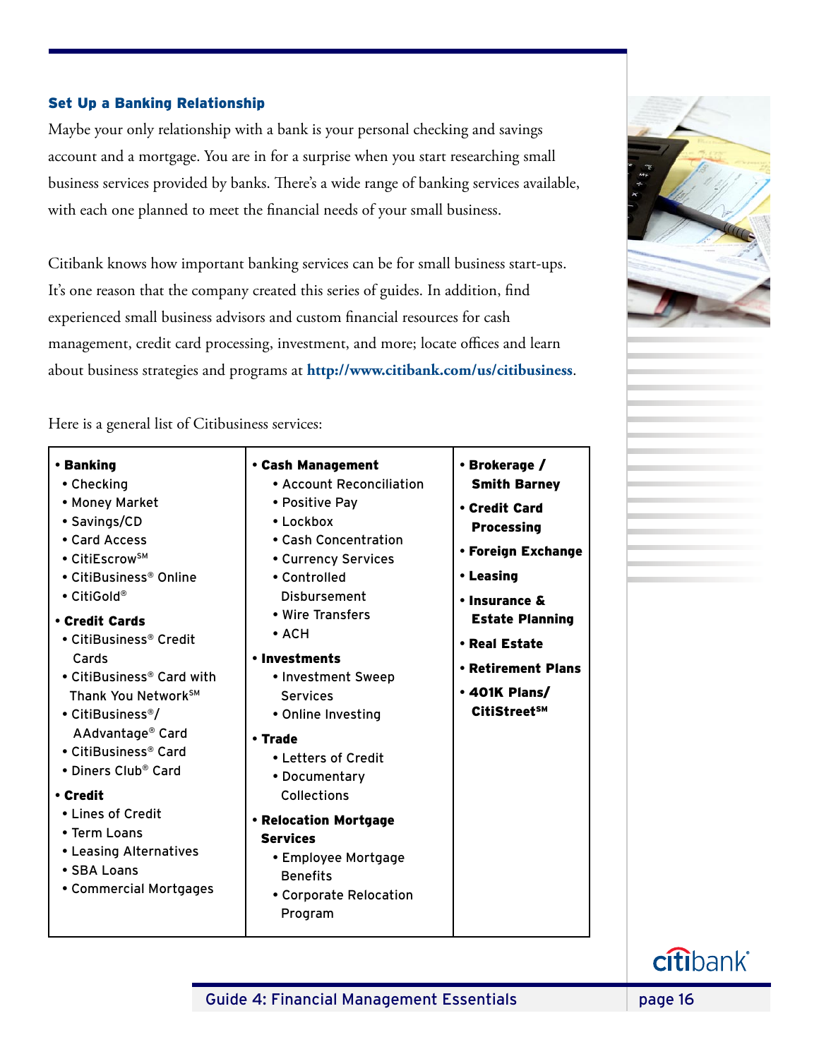## Set Up a Banking Relationship

Maybe your only relationship with a bank is your personal checking and savings account and a mortgage. You are in for a surprise when you start researching small business services provided by banks. There's a wide range of banking services available, with each one planned to meet the financial needs of your small business.

Citibank knows how important banking services can be for small business start-ups. It's one reason that the company created this series of guides. In addition, find experienced small business advisors and custom financial resources for cash management, credit card processing, investment, and more; locate offices and learn about business strategies and programs at **http://www.citibank.com/us/citibusiness**.

Here is a general list of Citibusiness services:

- **Banking**
  - Checking
  - Money Market
  - Savings/CD
  - Card Access
  - CitiEscrow℠
  - CitiBusiness® Online
  - CitiGold®
- **Credit Cards**
  - CitiBusiness® Credit Cards
  - CitiBusiness® Card with Thank You Network℠
  - CitiBusiness®/AAdvantage® Card
  - CitiBusiness® Card
  - Diners Club® Card
- **Credit**
  - Lines of Credit
  - Term Loans
  - Leasing Alternatives
  - SBA Loans
  - Commercial Mortgages
- **Cash Management**
  - Account Reconciliation
  - Positive Pay
  - Lockbox
  - Cash Concentration
  - Currency Services
  - Controlled Disbursement
  - Wire Transfers
  - ACH
- **Investments**
  - Investment Sweep Services
  - Online Investing
- **Trade**
  - Letters of Credit
  - Documentary Collections
- **Relocation Mortgage Services**
  - Employee Mortgage Benefits
  - Corporate Relocation Program
- **Brokerage / Smith Barney**
- **Credit Card Processing**
- **Foreign Exchange**
- **Leasing**
- **Insurance & Estate Planning**
- **Real Estate**
- **Retirement Plans**
- **401K Plans/ CitiStreet℠**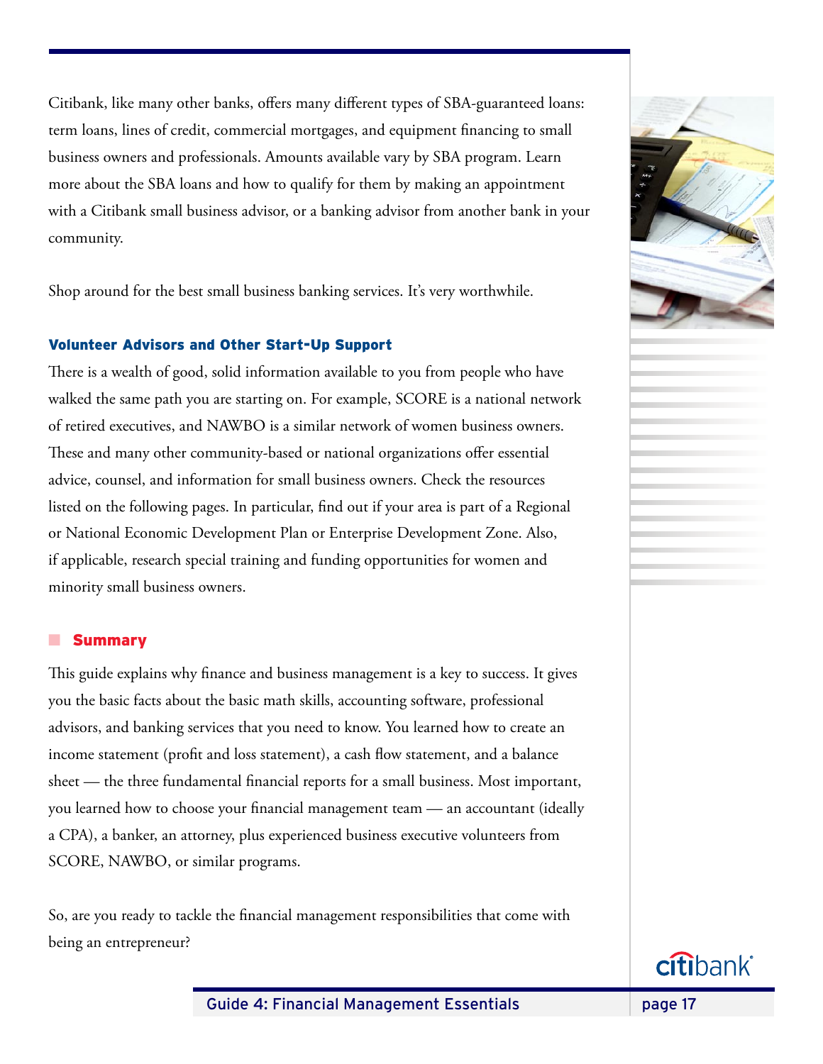Citibank, like many other banks, offers many different types of SBA-guaranteed loans: term loans, lines of credit, commercial mortgages, and equipment financing to small business owners and professionals. Amounts available vary by SBA program. Learn more about the SBA loans and how to qualify for them by making an appointment with a Citibank small business advisor, or a banking advisor from another bank in your community.

Shop around for the best small business banking services. It's very worthwhile.

### Volunteer Advisors and Other Start-Up Support

There is a wealth of good, solid information available to you from people who have walked the same path you are starting on. For example, SCORE is a national network of retired executives, and NAWBO is a similar network of women business owners. These and many other community-based or national organizations offer essential advice, counsel, and information for small business owners. Check the resources listed on the following pages. In particular, find out if your area is part of a Regional or National Economic Development Plan or Enterprise Development Zone. Also, if applicable, research special training and funding opportunities for women and minority small business owners.

## Summary

This guide explains why finance and business management is a key to success. It gives you the basic facts about the basic math skills, accounting software, professional advisors, and banking services that you need to know. You learned how to create an income statement (profit and loss statement), a cash flow statement, and a balance sheet — the three fundamental financial reports for a small business. Most important, you learned how to choose your financial management team — an accountant (ideally a CPA), a banker, an attorney, plus experienced business executive volunteers from SCORE, NAWBO, or similar programs.

So, are you ready to tackle the financial management responsibilities that come with being an entrepreneur?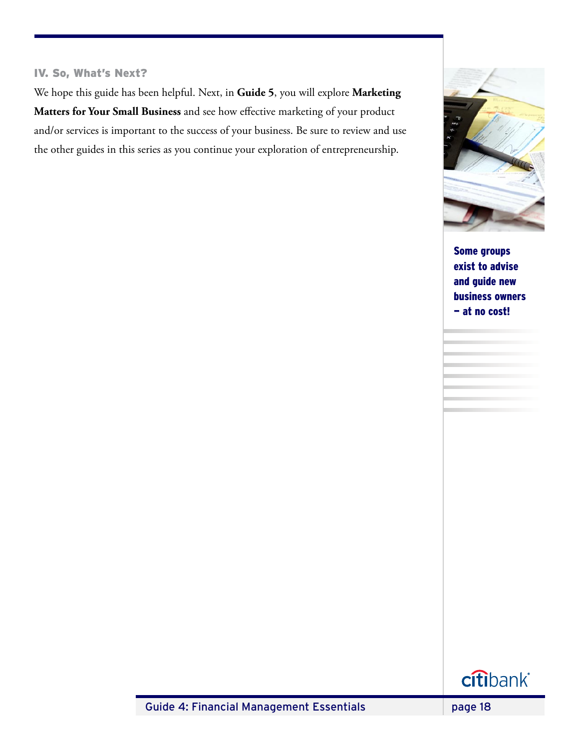### IV. So, What's Next?

We hope this guide has been helpful. Next, in **Guide 5**, you will explore **Marketing Matters for Your Small Business** and see how effective marketing of your product and/or services is important to the success of your business. Be sure to review and use the other guides in this series as you continue your exploration of entrepreneurship.

**Some groups exist to advise and guide new business owners — at no cost!**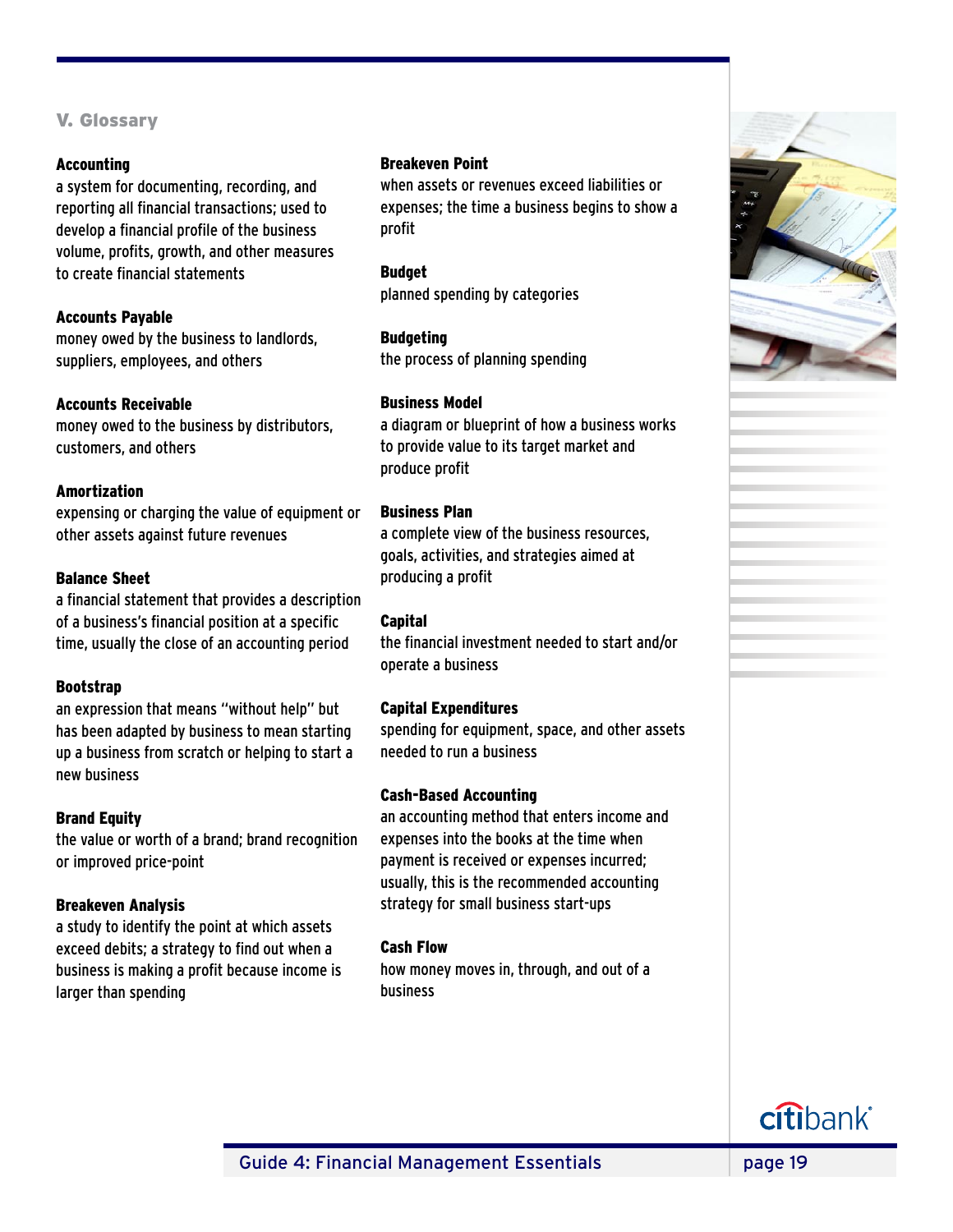## V. Glossary

**Accounting**
a system for documenting, recording, and reporting all financial transactions; used to develop a financial profile of the business volume, profits, growth, and other measures to create financial statements

**Accounts Payable**
money owed by the business to landlords, suppliers, employees, and others

**Accounts Receivable**
money owed to the business by distributors, customers, and others

**Amortization**
expensing or charging the value of equipment or other assets against future revenues

**Balance Sheet**
a financial statement that provides a description of a business's financial position at a specific time, usually the close of an accounting period

**Bootstrap**
an expression that means "without help" but has been adapted by business to mean starting up a business from scratch or helping to start a new business

**Brand Equity**
the value or worth of a brand; brand recognition or improved price-point

**Breakeven Analysis**
a study to identify the point at which assets exceed debits; a strategy to find out when a business is making a profit because income is larger than spending

**Breakeven Point**
when assets or revenues exceed liabilities or expenses; the time a business begins to show a profit

**Budget**
planned spending by categories

**Budgeting**
the process of planning spending

**Business Model**
a diagram or blueprint of how a business works to provide value to its target market and produce profit

**Business Plan**
a complete view of the business resources, goals, activities, and strategies aimed at producing a profit

**Capital**
the financial investment needed to start and/or operate a business

**Capital Expenditures**
spending for equipment, space, and other assets needed to run a business

**Cash-Based Accounting**
an accounting method that enters income and expenses into the books at the time when payment is received or expenses incurred; usually, this is the recommended accounting strategy for small business start-ups

**Cash Flow**
how money moves in, through, and out of a business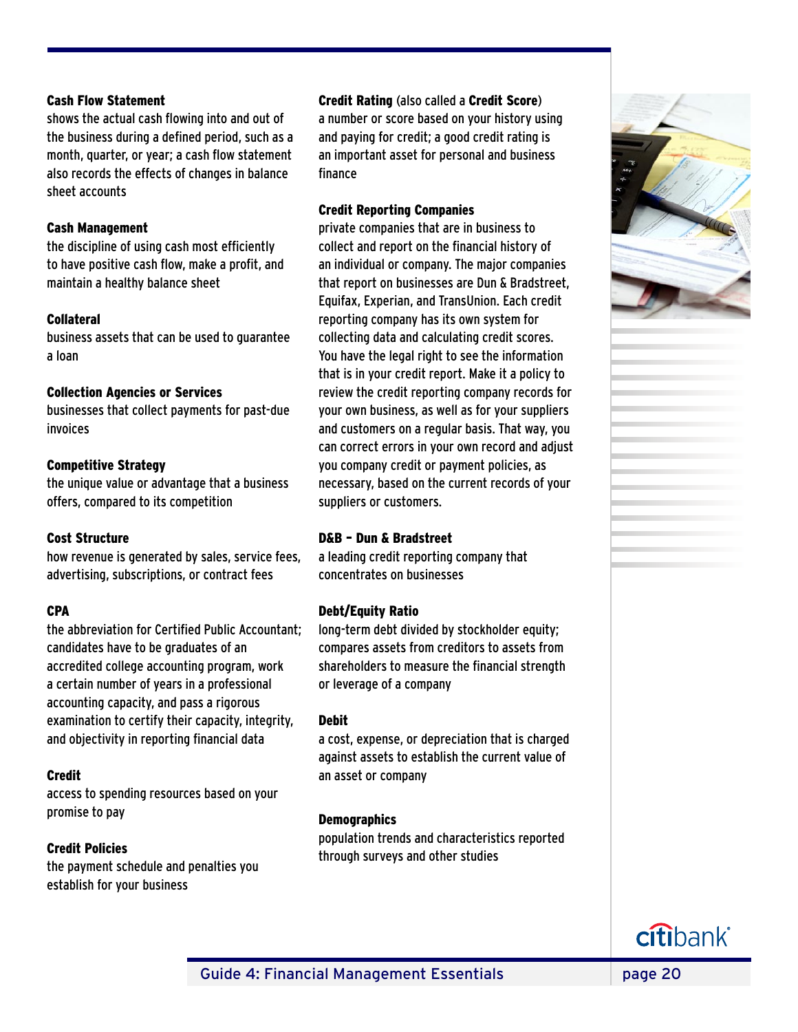**Cash Flow Statement**
shows the actual cash flowing into and out of the business during a defined period, such as a month, quarter, or year; a cash flow statement also records the effects of changes in balance sheet accounts

**Cash Management**
the discipline of using cash most efficiently to have positive cash flow, make a profit, and maintain a healthy balance sheet

**Collateral**
business assets that can be used to guarantee a loan

**Collection Agencies or Services**
businesses that collect payments for past-due invoices

**Competitive Strategy**
the unique value or advantage that a business offers, compared to its competition

**Cost Structure**
how revenue is generated by sales, service fees, advertising, subscriptions, or contract fees

**CPA**
the abbreviation for Certified Public Accountant; candidates have to be graduates of an accredited college accounting program, work a certain number of years in a professional accounting capacity, and pass a rigorous examination to certify their capacity, integrity, and objectivity in reporting financial data

**Credit**
access to spending resources based on your promise to pay

**Credit Policies**
the payment schedule and penalties you establish for your business

**Credit Rating** (also called a **Credit Score**)
a number or score based on your history using and paying for credit; a good credit rating is an important asset for personal and business finance

**Credit Reporting Companies**
private companies that are in business to collect and report on the financial history of an individual or company. The major companies that report on businesses are Dun & Bradstreet, Equifax, Experian, and TransUnion. Each credit reporting company has its own system for collecting data and calculating credit scores. You have the legal right to see the information that is in your credit report. Make it a policy to review the credit reporting company records for your own business, as well as for your suppliers and customers on a regular basis. That way, you can correct errors in your own record and adjust you company credit or payment policies, as necessary, based on the current records of your suppliers or customers.

**D&B – Dun & Bradstreet**
a leading credit reporting company that concentrates on businesses

**Debt/Equity Ratio**
long-term debt divided by stockholder equity; compares assets from creditors to assets from shareholders to measure the financial strength or leverage of a company

**Debit**
a cost, expense, or depreciation that is charged against assets to establish the current value of an asset or company

**Demographics**
population trends and characteristics reported through surveys and other studies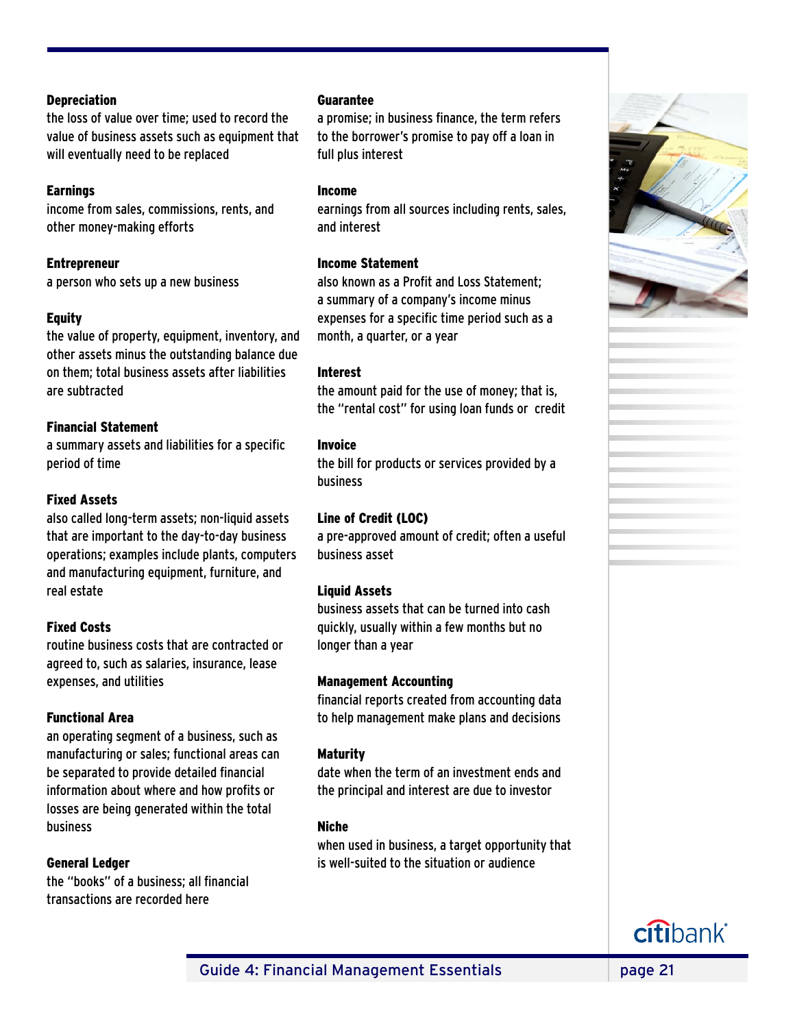**Depreciation**
the loss of value over time; used to record the value of business assets such as equipment that will eventually need to be replaced

**Earnings**
income from sales, commissions, rents, and other money-making efforts

**Entrepreneur**
a person who sets up a new business

**Equity**
the value of property, equipment, inventory, and other assets minus the outstanding balance due on them; total business assets after liabilities are subtracted

**Financial Statement**
a summary assets and liabilities for a specific period of time

**Fixed Assets**
also called long-term assets; non-liquid assets that are important to the day-to-day business operations; examples include plants, computers and manufacturing equipment, furniture, and real estate

**Fixed Costs**
routine business costs that are contracted or agreed to, such as salaries, insurance, lease expenses, and utilities

**Functional Area**
an operating segment of a business, such as manufacturing or sales; functional areas can be separated to provide detailed financial information about where and how profits or losses are being generated within the total business

**General Ledger**
the "books" of a business; all financial transactions are recorded here

**Guarantee**
a promise; in business finance, the term refers to the borrower's promise to pay off a loan in full plus interest

**Income**
earnings from all sources including rents, sales, and interest

**Income Statement**
also known as a Profit and Loss Statement; a summary of a company's income minus expenses for a specific time period such as a month, a quarter, or a year

**Interest**
the amount paid for the use of money; that is, the "rental cost" for using loan funds or credit

**Invoice**
the bill for products or services provided by a business

**Line of Credit (LOC)**
a pre-approved amount of credit; often a useful business asset

**Liquid Assets**
business assets that can be turned into cash quickly, usually within a few months but no longer than a year

**Management Accounting**
financial reports created from accounting data to help management make plans and decisions

**Maturity**
date when the term of an investment ends and the principal and interest are due to investor

**Niche**
when used in business, a target opportunity that is well-suited to the situation or audience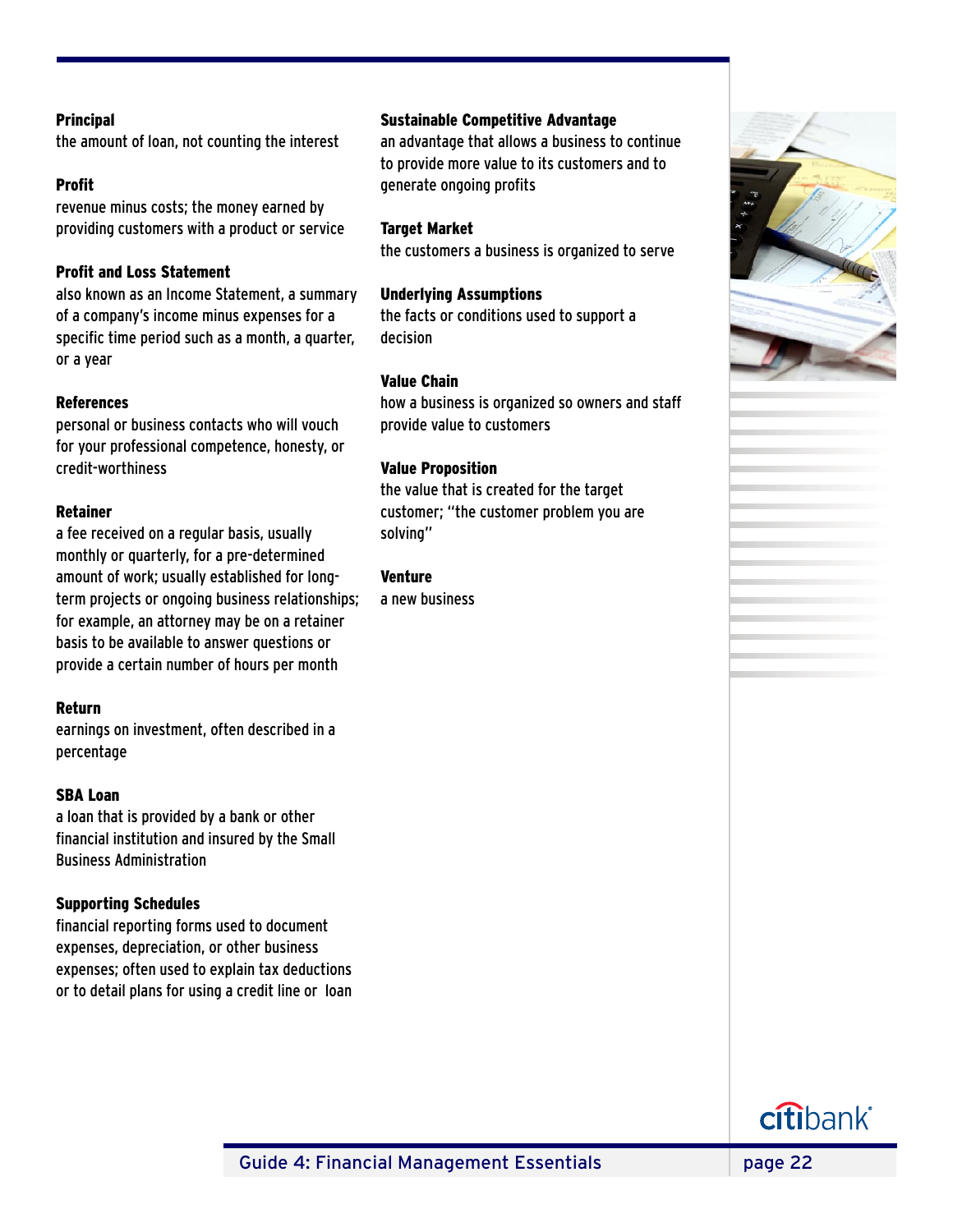**Principal**
the amount of loan, not counting the interest

**Profit**
revenue minus costs; the money earned by providing customers with a product or service

**Profit and Loss Statement**
also known as an Income Statement, a summary of a company's income minus expenses for a specific time period such as a month, a quarter, or a year

**References**
personal or business contacts who will vouch for your professional competence, honesty, or credit-worthiness

**Retainer**
a fee received on a regular basis, usually monthly or quarterly, for a pre-determined amount of work; usually established for long-term projects or ongoing business relationships; for example, an attorney may be on a retainer basis to be available to answer questions or provide a certain number of hours per month

**Return**
earnings on investment, often described in a percentage

**SBA Loan**
a loan that is provided by a bank or other financial institution and insured by the Small Business Administration

**Supporting Schedules**
financial reporting forms used to document expenses, depreciation, or other business expenses; often used to explain tax deductions or to detail plans for using a credit line or loan

**Sustainable Competitive Advantage**
an advantage that allows a business to continue to provide more value to its customers and to generate ongoing profits

**Target Market**
the customers a business is organized to serve

**Underlying Assumptions**
the facts or conditions used to support a decision

**Value Chain**
how a business is organized so owners and staff provide value to customers

**Value Proposition**
the value that is created for the target customer; "the customer problem you are solving"

**Venture**
a new business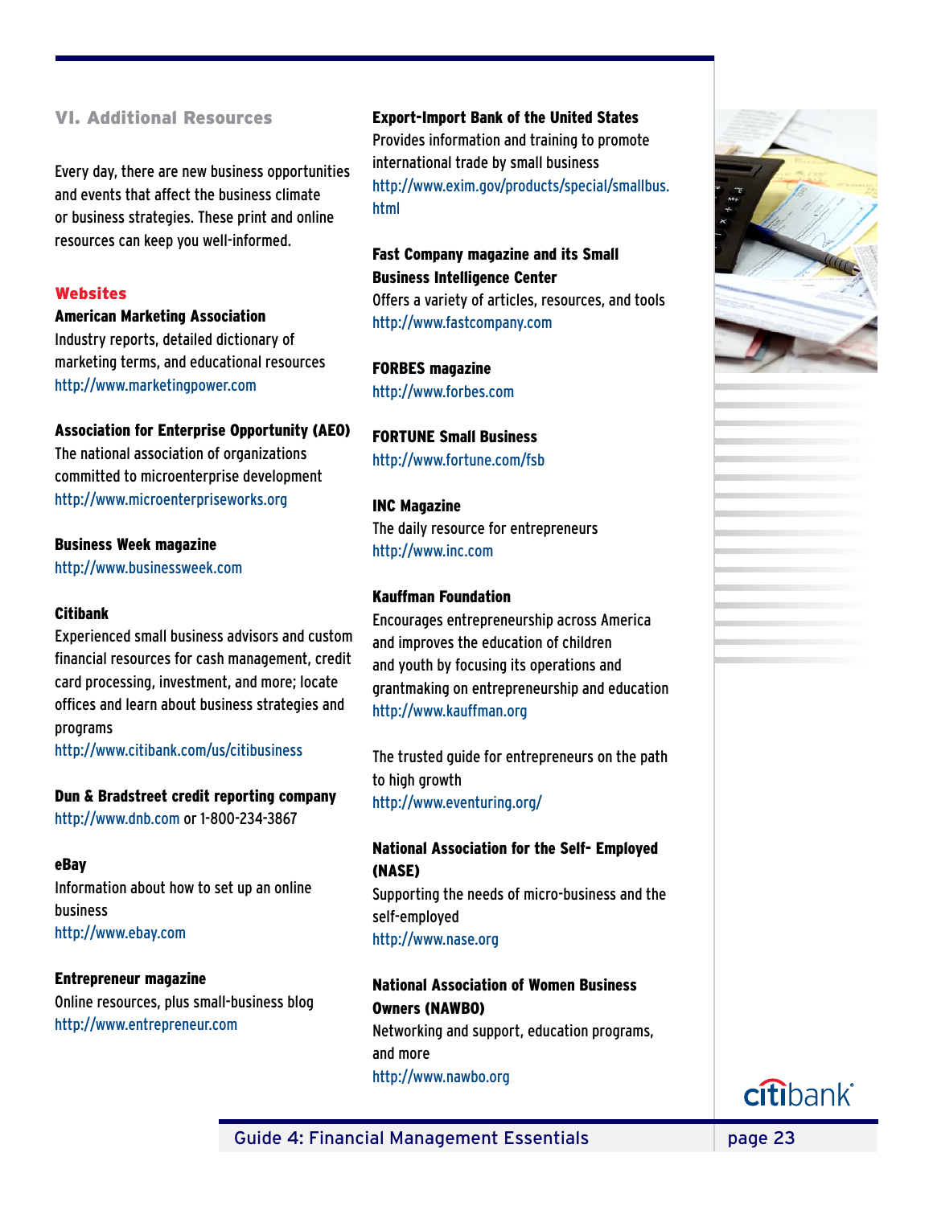## VI. Additional Resources

Every day, there are new business opportunities and events that affect the business climate or business strategies. These print and online resources can keep you well-informed.

### Websites

**American Marketing Association**
Industry reports, detailed dictionary of marketing terms, and educational resources
http://www.marketingpower.com

**Association for Enterprise Opportunity (AEO)**
The national association of organizations committed to microenterprise development
http://www.microenterpriseworks.org

**Business Week magazine**
http://www.businessweek.com

**Citibank**
Experienced small business advisors and custom financial resources for cash management, credit card processing, investment, and more; locate offices and learn about business strategies and programs
http://www.citibank.com/us/citibusiness

**Dun & Bradstreet credit reporting company**
http://www.dnb.com or 1-800-234-3867

**eBay**
Information about how to set up an online business
http://www.ebay.com

**Entrepreneur magazine**
Online resources, plus small-business blog
http://www.entrepreneur.com

**Export-Import Bank of the United States**
Provides information and training to promote international trade by small business
http://www.exim.gov/products/special/smallbus.html

**Fast Company magazine and its Small Business Intelligence Center**
Offers a variety of articles, resources, and tools
http://www.fastcompany.com

**FORBES magazine**
http://www.forbes.com

**FORTUNE Small Business**
http://www.fortune.com/fsb

**INC Magazine**
The daily resource for entrepreneurs
http://www.inc.com

**Kauffman Foundation**
Encourages entrepreneurship across America and improves the education of children and youth by focusing its operations and grantmaking on entrepreneurship and education
http://www.kauffman.org

The trusted guide for entrepreneurs on the path to high growth
http://www.eventuring.org/

**National Association for the Self- Employed (NASE)**
Supporting the needs of micro-business and the self-employed
http://www.nase.org

**National Association of Women Business Owners (NAWBO)**
Networking and support, education programs, and more
http://www.nawbo.org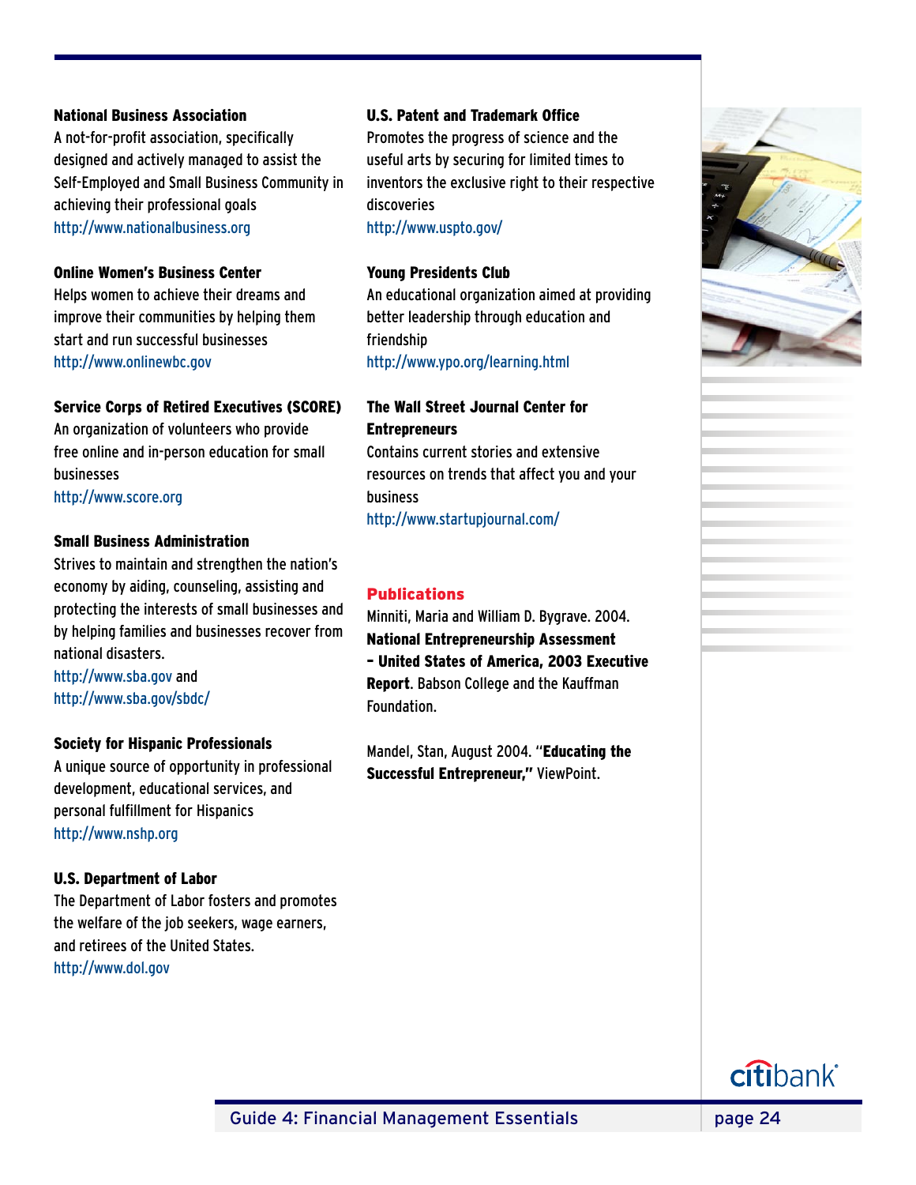**National Business Association**
A not-for-profit association, specifically designed and actively managed to assist the Self-Employed and Small Business Community in achieving their professional goals
http://www.nationalbusiness.org

**Online Women's Business Center**
Helps women to achieve their dreams and improve their communities by helping them start and run successful businesses
http://www.onlinewbc.gov

**Service Corps of Retired Executives (SCORE)**
An organization of volunteers who provide free online and in-person education for small businesses
http://www.score.org

**Small Business Administration**
Strives to maintain and strengthen the nation's economy by aiding, counseling, assisting and protecting the interests of small businesses and by helping families and businesses recover from national disasters.
http://www.sba.gov and
http://www.sba.gov/sbdc/

**Society for Hispanic Professionals**
A unique source of opportunity in professional development, educational services, and personal fulfillment for Hispanics
http://www.nshp.org

**U.S. Department of Labor**
The Department of Labor fosters and promotes the welfare of the job seekers, wage earners, and retirees of the United States.
http://www.dol.gov

**U.S. Patent and Trademark Office**
Promotes the progress of science and the useful arts by securing for limited times to inventors the exclusive right to their respective discoveries
http://www.uspto.gov/

**Young Presidents Club**
An educational organization aimed at providing better leadership through education and friendship
http://www.ypo.org/learning.html

**The Wall Street Journal Center for Entrepreneurs**
Contains current stories and extensive resources on trends that affect you and your business
http://www.startupjournal.com/

## Publications

Minniti, Maria and William D. Bygrave. 2004. **National Entrepreneurship Assessment – United States of America, 2003 Executive Report**. Babson College and the Kauffman Foundation.

Mandel, Stan, August 2004. "**Educating the Successful Entrepreneur,**" ViewPoint.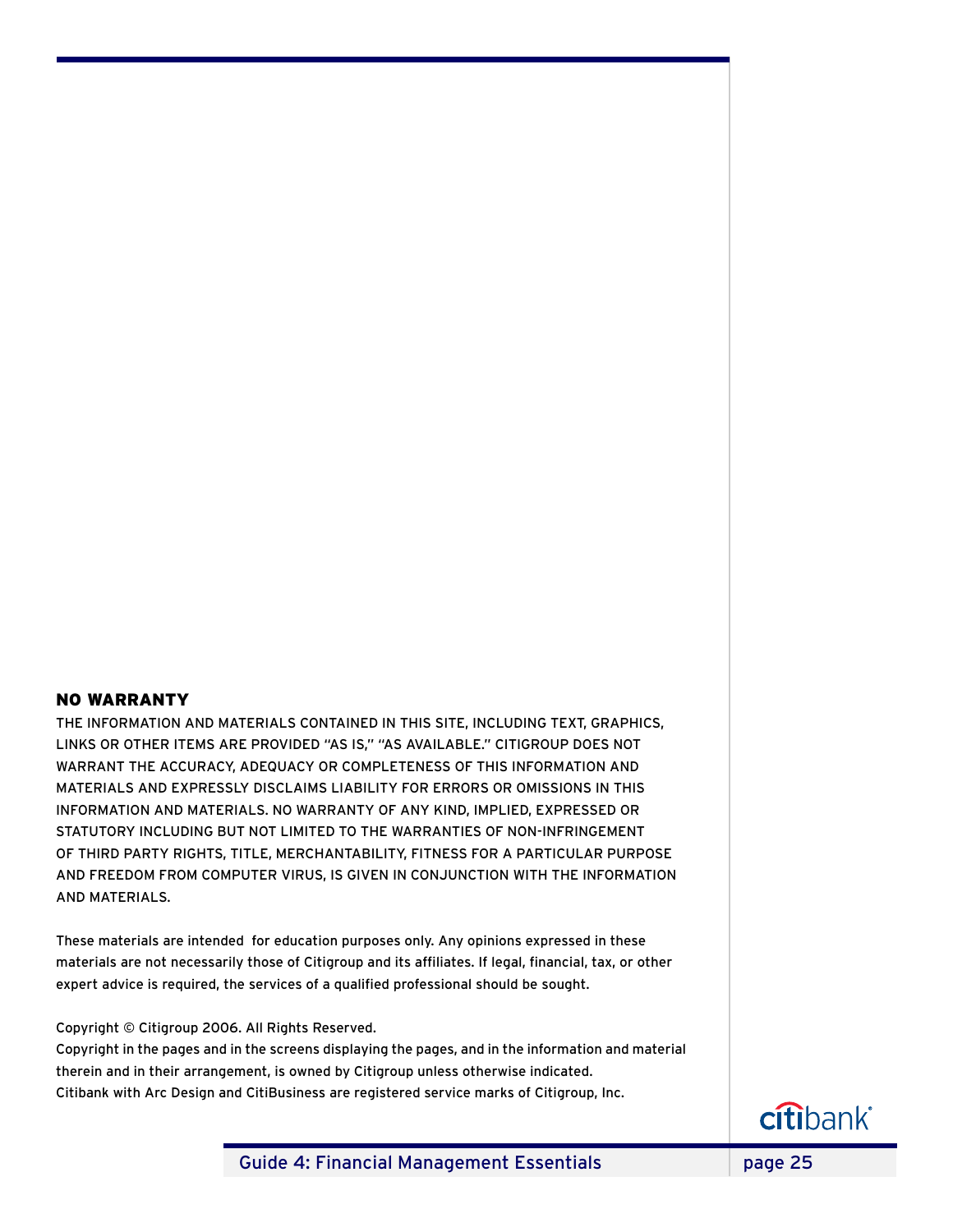## NO WARRANTY

THE INFORMATION AND MATERIALS CONTAINED IN THIS SITE, INCLUDING TEXT, GRAPHICS, LINKS OR OTHER ITEMS ARE PROVIDED "AS IS," "AS AVAILABLE." CITIGROUP DOES NOT WARRANT THE ACCURACY, ADEQUACY OR COMPLETENESS OF THIS INFORMATION AND MATERIALS AND EXPRESSLY DISCLAIMS LIABILITY FOR ERRORS OR OMISSIONS IN THIS INFORMATION AND MATERIALS. NO WARRANTY OF ANY KIND, IMPLIED, EXPRESSED OR STATUTORY INCLUDING BUT NOT LIMITED TO THE WARRANTIES OF NON-INFRINGEMENT OF THIRD PARTY RIGHTS, TITLE, MERCHANTABILITY, FITNESS FOR A PARTICULAR PURPOSE AND FREEDOM FROM COMPUTER VIRUS, IS GIVEN IN CONJUNCTION WITH THE INFORMATION AND MATERIALS.

These materials are intended for education purposes only. Any opinions expressed in these materials are not necessarily those of Citigroup and its affiliates. If legal, financial, tax, or other expert advice is required, the services of a qualified professional should be sought.

Copyright © Citigroup 2006. All Rights Reserved.
Copyright in the pages and in the screens displaying the pages, and in the information and material therein and in their arrangement, is owned by Citigroup unless otherwise indicated.
Citibank with Arc Design and CitiBusiness are registered service marks of Citigroup, Inc.